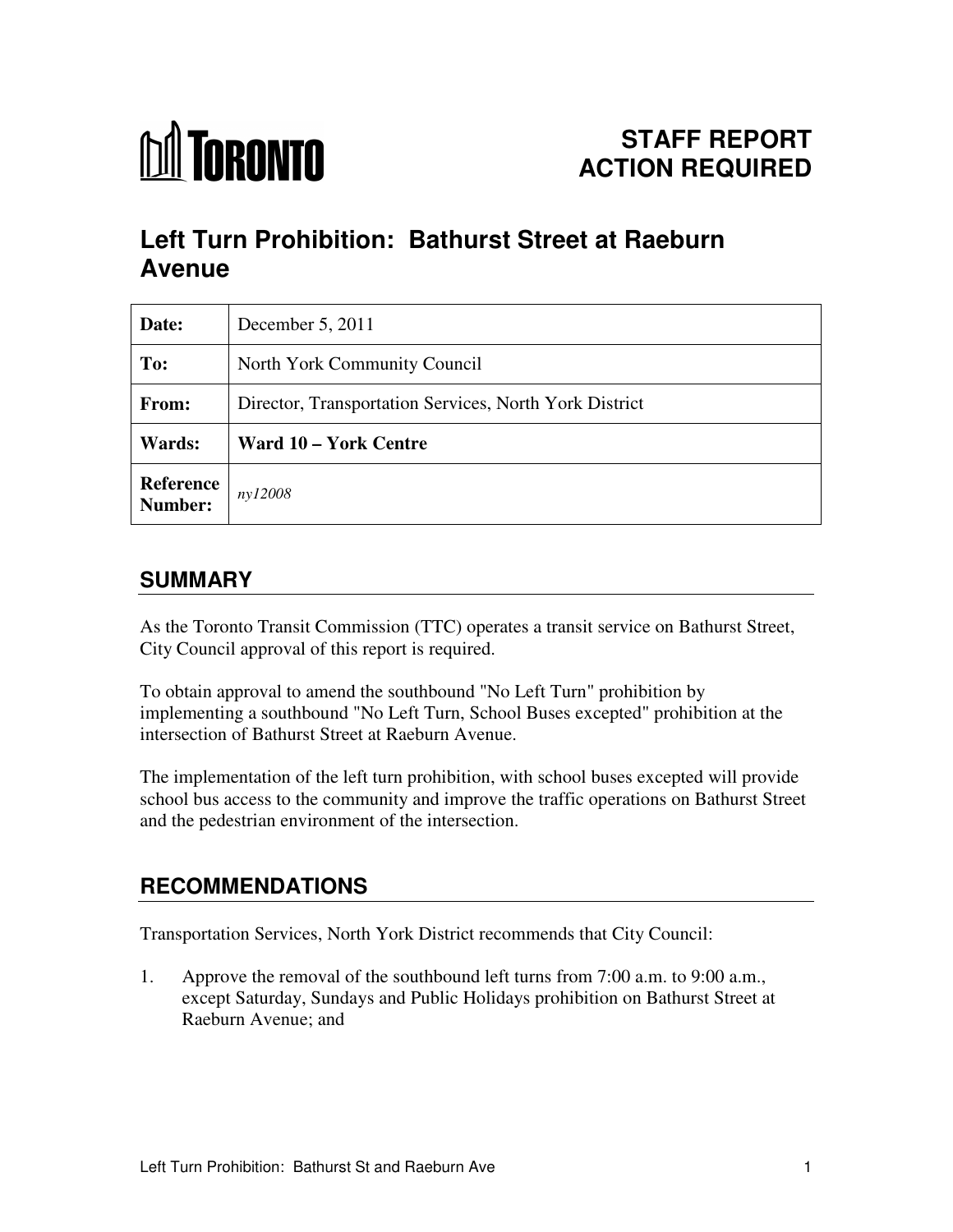TORONTO

# STAFF REPORT ACTION REQUIRED

## Left Turn Prohibition: Bathurst Street at Raeburn Avenue

| | |
|---|---|
| **Date:** | December 5, 2011 |
| **To:** | North York Community Council |
| **From:** | Director, Transportation Services, North York District |
| **Wards:** | **Ward 10 – York Centre** |
| **Reference Number:** | *ny12008* |

## SUMMARY

As the Toronto Transit Commission (TTC) operates a transit service on Bathurst Street, City Council approval of this report is required.

To obtain approval to amend the southbound "No Left Turn" prohibition by implementing a southbound "No Left Turn, School Buses excepted" prohibition at the intersection of Bathurst Street at Raeburn Avenue.

The implementation of the left turn prohibition, with school buses excepted will provide school bus access to the community and improve the traffic operations on Bathurst Street and the pedestrian environment of the intersection.

## RECOMMENDATIONS

Transportation Services, North York District recommends that City Council:

1. Approve the removal of the southbound left turns from 7:00 a.m. to 9:00 a.m., except Saturday, Sundays and Public Holidays prohibition on Bathurst Street at Raeburn Avenue; and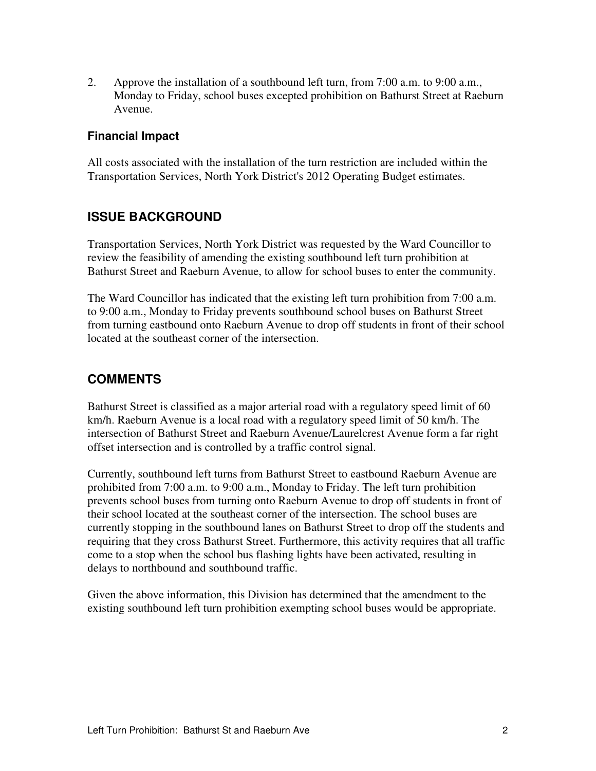2. Approve the installation of a southbound left turn, from 7:00 a.m. to 9:00 a.m., Monday to Friday, school buses excepted prohibition on Bathurst Street at Raeburn Avenue.

### Financial Impact

All costs associated with the installation of the turn restriction are included within the Transportation Services, North York District's 2012 Operating Budget estimates.

## ISSUE BACKGROUND

Transportation Services, North York District was requested by the Ward Councillor to review the feasibility of amending the existing southbound left turn prohibition at Bathurst Street and Raeburn Avenue, to allow for school buses to enter the community.

The Ward Councillor has indicated that the existing left turn prohibition from 7:00 a.m. to 9:00 a.m., Monday to Friday prevents southbound school buses on Bathurst Street from turning eastbound onto Raeburn Avenue to drop off students in front of their school located at the southeast corner of the intersection.

## COMMENTS

Bathurst Street is classified as a major arterial road with a regulatory speed limit of 60 km/h. Raeburn Avenue is a local road with a regulatory speed limit of 50 km/h. The intersection of Bathurst Street and Raeburn Avenue/Laurelcrest Avenue form a far right offset intersection and is controlled by a traffic control signal.

Currently, southbound left turns from Bathurst Street to eastbound Raeburn Avenue are prohibited from 7:00 a.m. to 9:00 a.m., Monday to Friday. The left turn prohibition prevents school buses from turning onto Raeburn Avenue to drop off students in front of their school located at the southeast corner of the intersection. The school buses are currently stopping in the southbound lanes on Bathurst Street to drop off the students and requiring that they cross Bathurst Street. Furthermore, this activity requires that all traffic come to a stop when the school bus flashing lights have been activated, resulting in delays to northbound and southbound traffic.

Given the above information, this Division has determined that the amendment to the existing southbound left turn prohibition exempting school buses would be appropriate.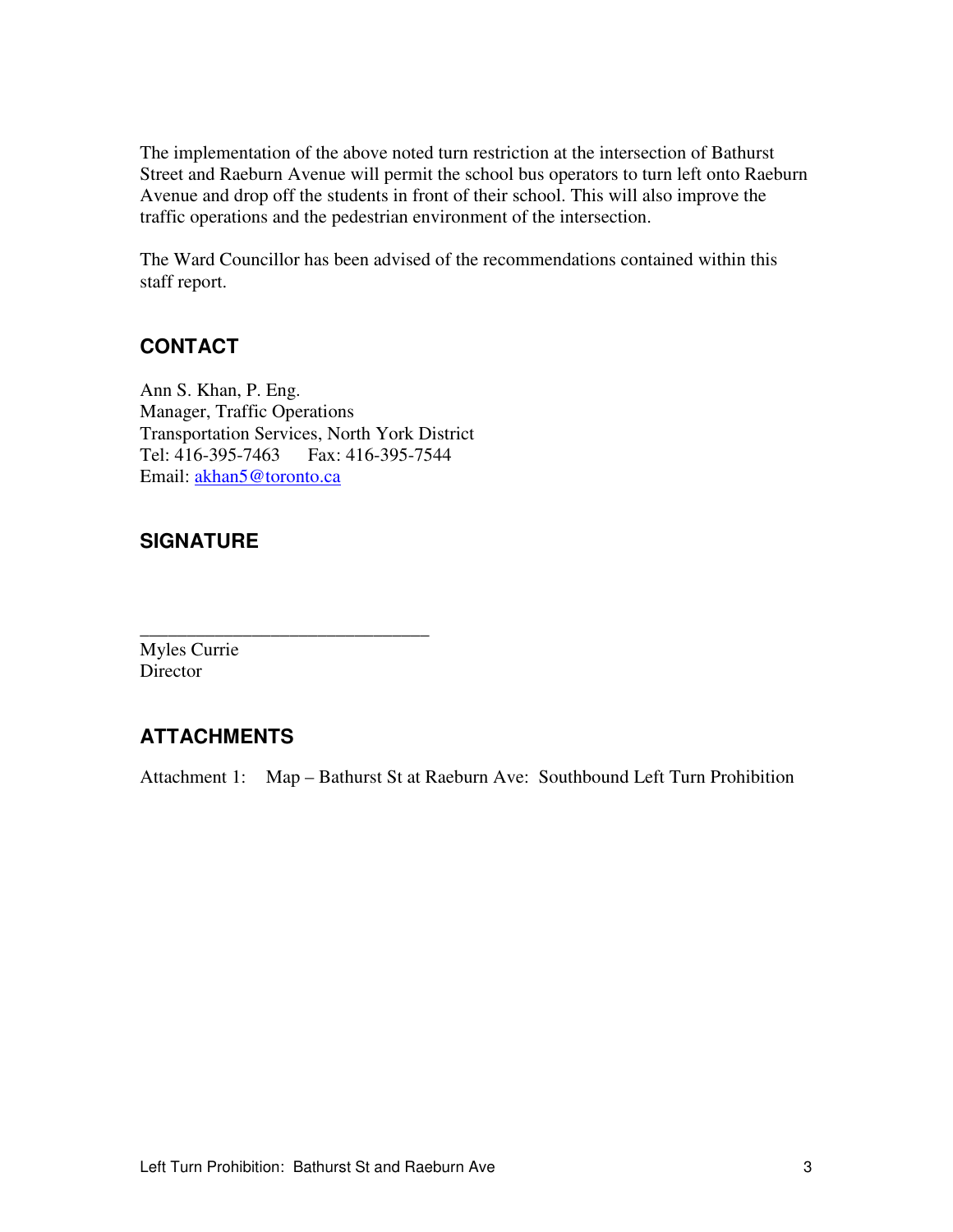The implementation of the above noted turn restriction at the intersection of Bathurst Street and Raeburn Avenue will permit the school bus operators to turn left onto Raeburn Avenue and drop off the students in front of their school. This will also improve the traffic operations and the pedestrian environment of the intersection.

The Ward Councillor has been advised of the recommendations contained within this staff report.

## CONTACT

Ann S. Khan, P. Eng.
Manager, Traffic Operations
Transportation Services, North York District
Tel: 416-395-7463 Fax: 416-395-7544
Email: akhan5@toronto.ca

## SIGNATURE

_______________________________
Myles Currie
Director

## ATTACHMENTS

Attachment 1: Map – Bathurst St at Raeburn Ave: Southbound Left Turn Prohibition